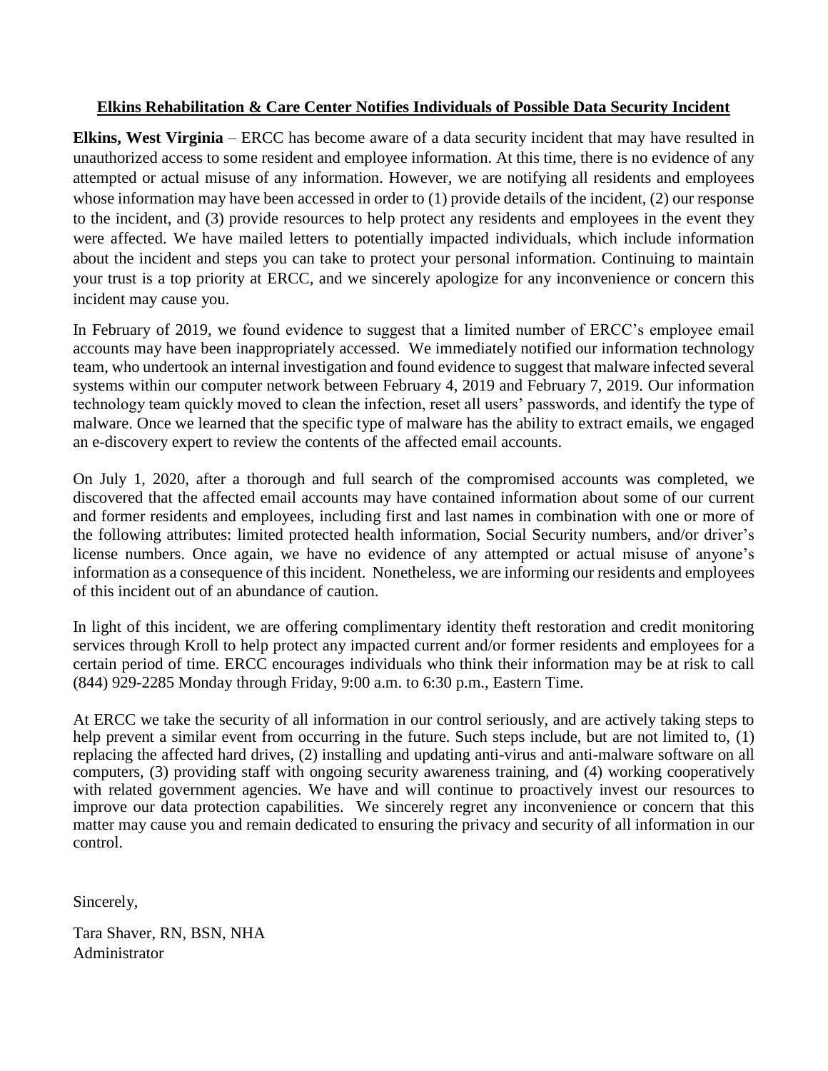## **Elkins Rehabilitation & Care Center Notifies Individuals of Possible Data Security Incident**

**Elkins, West Virginia** – ERCC has become aware of a data security incident that may have resulted in unauthorized access to some resident and employee information. At this time, there is no evidence of any attempted or actual misuse of any information. However, we are notifying all residents and employees whose information may have been accessed in order to (1) provide details of the incident, (2) our response to the incident, and (3) provide resources to help protect any residents and employees in the event they were affected. We have mailed letters to potentially impacted individuals, which include information about the incident and steps you can take to protect your personal information. Continuing to maintain your trust is a top priority at ERCC, and we sincerely apologize for any inconvenience or concern this incident may cause you.

In February of 2019, we found evidence to suggest that a limited number of ERCC's employee email accounts may have been inappropriately accessed. We immediately notified our information technology team, who undertook an internal investigation and found evidence to suggest that malware infected several systems within our computer network between February 4, 2019 and February 7, 2019. Our information technology team quickly moved to clean the infection, reset all users' passwords, and identify the type of malware. Once we learned that the specific type of malware has the ability to extract emails, we engaged an e-discovery expert to review the contents of the affected email accounts.

On July 1, 2020, after a thorough and full search of the compromised accounts was completed, we discovered that the affected email accounts may have contained information about some of our current and former residents and employees, including first and last names in combination with one or more of the following attributes: limited protected health information, Social Security numbers, and/or driver's license numbers. Once again, we have no evidence of any attempted or actual misuse of anyone's information as a consequence of this incident. Nonetheless, we are informing our residents and employees of this incident out of an abundance of caution.

In light of this incident, we are offering complimentary identity theft restoration and credit monitoring services through Kroll to help protect any impacted current and/or former residents and employees for a certain period of time. ERCC encourages individuals who think their information may be at risk to call (844) 929-2285 Monday through Friday, 9:00 a.m. to 6:30 p.m., Eastern Time.

At ERCC we take the security of all information in our control seriously, and are actively taking steps to help prevent a similar event from occurring in the future. Such steps include, but are not limited to, (1) replacing the affected hard drives, (2) installing and updating anti-virus and anti-malware software on all computers, (3) providing staff with ongoing security awareness training, and (4) working cooperatively with related government agencies. We have and will continue to proactively invest our resources to improve our data protection capabilities. We sincerely regret any inconvenience or concern that this matter may cause you and remain dedicated to ensuring the privacy and security of all information in our control.

Sincerely,

Tara Shaver, RN, BSN, NHA
Administrator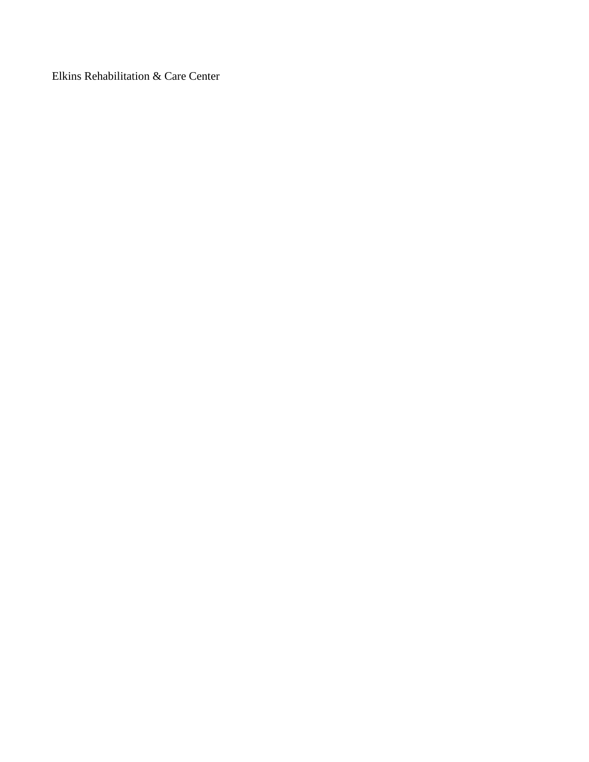Elkins Rehabilitation & Care Center